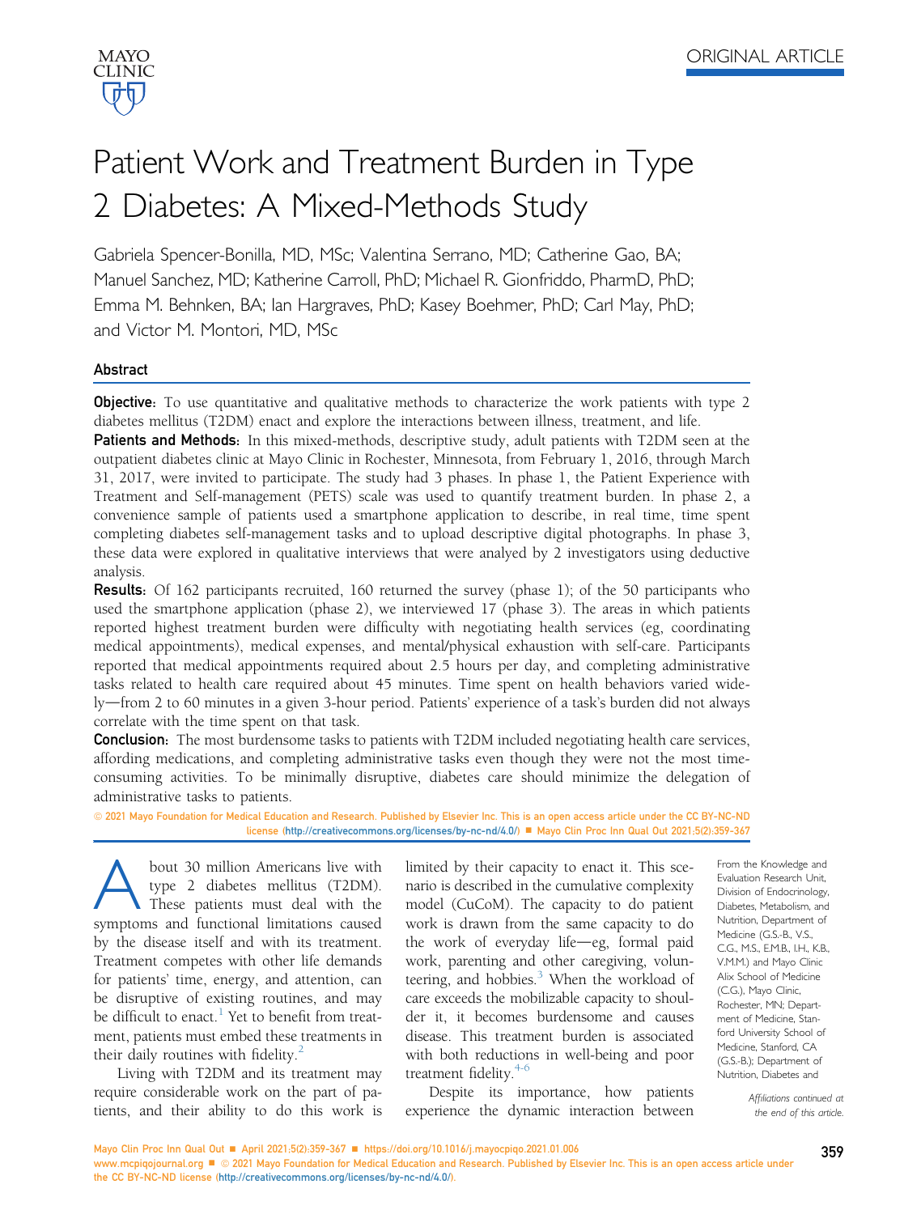ORIGINAL ARTICLE

# Patient Work and Treatment Burden in Type 2 Diabetes: A Mixed-Methods Study

Gabriela Spencer-Bonilla, MD, MSc; Valentina Serrano, MD; Catherine Gao, BA; Manuel Sanchez, MD; Katherine Carroll, PhD; Michael R. Gionfriddo, PharmD, PhD; Emma M. Behnken, BA; Ian Hargraves, PhD; Kasey Boehmer, PhD; Carl May, PhD; and Victor M. Montori, MD, MSc

## Abstract

**Objective:** To use quantitative and qualitative methods to characterize the work patients with type 2 diabetes mellitus (T2DM) enact and explore the interactions between illness, treatment, and life.

**Patients and Methods:** In this mixed-methods, descriptive study, adult patients with T2DM seen at the outpatient diabetes clinic at Mayo Clinic in Rochester, Minnesota, from February 1, 2016, through March 31, 2017, were invited to participate. The study had 3 phases. In phase 1, the Patient Experience with Treatment and Self-management (PETS) scale was used to quantify treatment burden. In phase 2, a convenience sample of patients used a smartphone application to describe, in real time, time spent completing diabetes self-management tasks and to upload descriptive digital photographs. In phase 3, these data were explored in qualitative interviews that were analyzed by 2 investigators using deductive analysis.

**Results:** Of 162 participants recruited, 160 returned the survey (phase 1); of the 50 participants who used the smartphone application (phase 2), we interviewed 17 (phase 3). The areas in which patients reported highest treatment burden were difficulty with negotiating health services (eg, coordinating medical appointments), medical expenses, and mental/physical exhaustion with self-care. Participants reported that medical appointments required about 2.5 hours per day, and completing administrative tasks related to health care required about 45 minutes. Time spent on health behaviors varied widely—from 2 to 60 minutes in a given 3-hour period. Patients' experience of a task's burden did not always correlate with the time spent on that task.

**Conclusion:** The most burdensome tasks to patients with T2DM included negotiating health care services, affording medications, and completing administrative tasks even though they were not the most time-consuming activities. To be minimally disruptive, diabetes care should minimize the delegation of administrative tasks to patients.

© 2021 Mayo Foundation for Medical Education and Research. Published by Elsevier Inc. This is an open access article under the CC BY-NC-ND license (http://creativecommons.org/licenses/by-nc-nd/4.0/) ▪ Mayo Clin Proc Inn Qual Out 2021;5(2):359-367

About 30 million Americans live with type 2 diabetes mellitus (T2DM). These patients must deal with the symptoms and functional limitations caused by the disease itself and with its treatment. Treatment competes with other life demands for patients' time, energy, and attention, can be disruptive of existing routines, and may be difficult to enact.[1] Yet to benefit from treatment, patients must embed these treatments in their daily routines with fidelity.[2]

Living with T2DM and its treatment may require considerable work on the part of patients, and their ability to do this work is limited by their capacity to enact it. This scenario is described in the cumulative complexity model (CuCoM). The capacity to do patient work is drawn from the same capacity to do the work of everyday life—eg, formal paid work, parenting and other caregiving, volunteering, and hobbies.[3] When the workload of care exceeds the mobilizable capacity to shoulder it, it becomes burdensome and causes disease. This treatment burden is associated with both reductions in well-being and poor treatment fidelity.[4-6]

Despite its importance, how patients experience the dynamic interaction between

From the Knowledge and Evaluation Research Unit, Division of Endocrinology, Diabetes, Metabolism, and Nutrition, Department of Medicine (G.S.-B., V.S., C.G., M.S., E.M.B., I.H., K.B., V.M.M.) and Mayo Clinic Alix School of Medicine (C.G.), Mayo Clinic, Rochester, MN; Department of Medicine, Stanford University School of Medicine, Stanford, CA (G.S.-B.); Department of Nutrition, Diabetes and

*Affiliations continued at the end of this article.*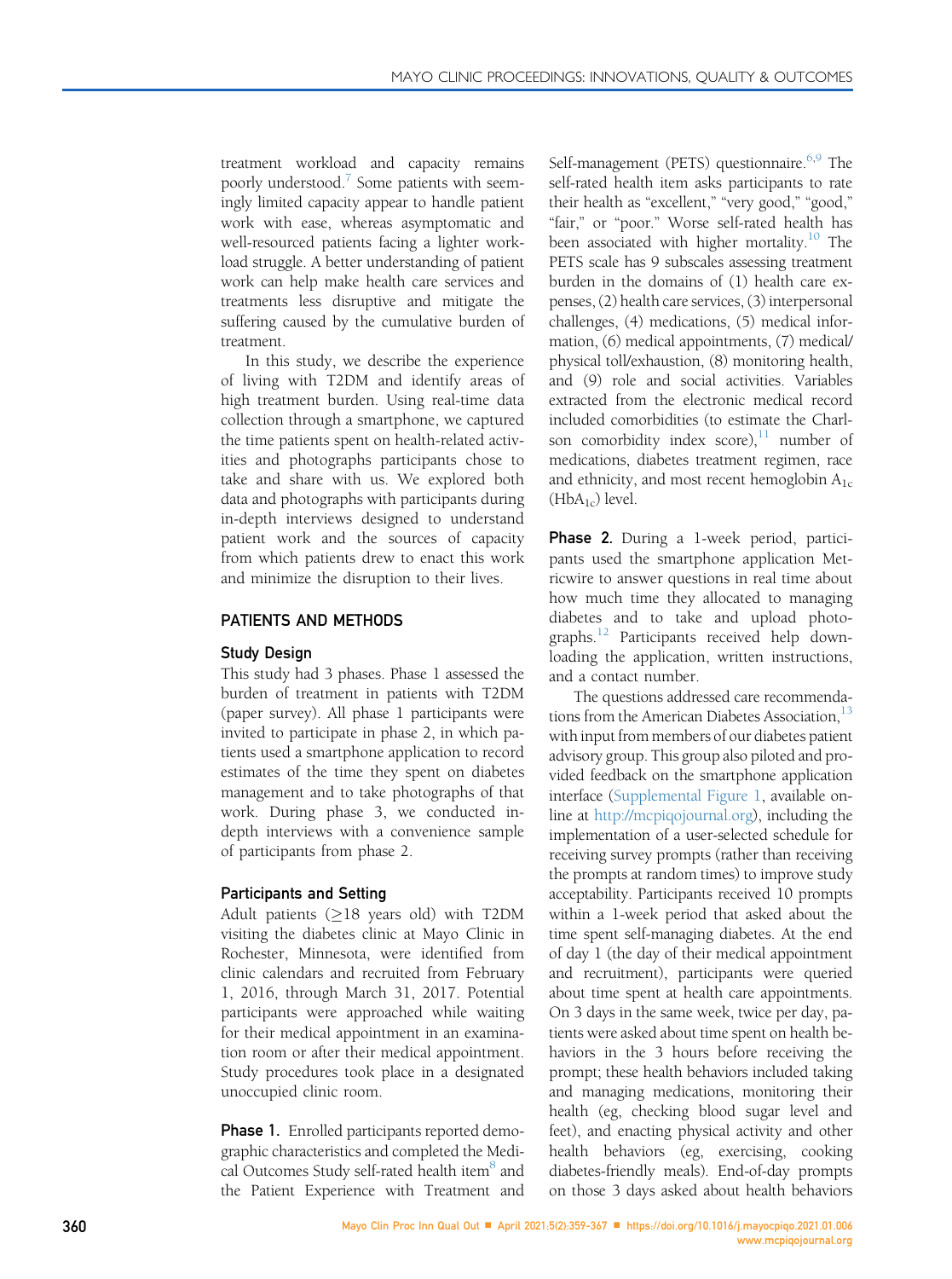treatment workload and capacity remains poorly understood.[7] Some patients with seemingly limited capacity appear to handle patient work with ease, whereas asymptomatic and well-resourced patients facing a lighter workload struggle. A better understanding of patient work can help make health care services and treatments less disruptive and mitigate the suffering caused by the cumulative burden of treatment.

In this study, we describe the experience of living with T2DM and identify areas of high treatment burden. Using real-time data collection through a smartphone, we captured the time patients spent on health-related activities and photographs participants chose to take and share with us. We explored both data and photographs with participants during in-depth interviews designed to understand patient work and the sources of capacity from which patients drew to enact this work and minimize the disruption to their lives.

## PATIENTS AND METHODS

### Study Design

This study had 3 phases. Phase 1 assessed the burden of treatment in patients with T2DM (paper survey). All phase 1 participants were invited to participate in phase 2, in which patients used a smartphone application to record estimates of the time they spent on diabetes management and to take photographs of that work. During phase 3, we conducted in-depth interviews with a convenience sample of participants from phase 2.

### Participants and Setting

Adult patients (≥18 years old) with T2DM visiting the diabetes clinic at Mayo Clinic in Rochester, Minnesota, were identified from clinic calendars and recruited from February 1, 2016, through March 31, 2017. Potential participants were approached while waiting for their medical appointment in an examination room or after their medical appointment. Study procedures took place in a designated unoccupied clinic room.

**Phase 1.** Enrolled participants reported demographic characteristics and completed the Medical Outcomes Study self-rated health item[8] and the Patient Experience with Treatment and Self-management (PETS) questionnaire.[6,9] The self-rated health item asks participants to rate their health as "excellent," "very good," "good," "fair," or "poor." Worse self-rated health has been associated with higher mortality.[10] The PETS scale has 9 subscales assessing treatment burden in the domains of (1) health care expenses, (2) health care services, (3) interpersonal challenges, (4) medications, (5) medical information, (6) medical appointments, (7) medical/physical toll/exhaustion, (8) monitoring health, and (9) role and social activities. Variables extracted from the electronic medical record included comorbidities (to estimate the Charlson comorbidity index score),[11] number of medications, diabetes treatment regimen, race and ethnicity, and most recent hemoglobin $A_{1c}$ ($HbA_{1c}$) level.

**Phase 2.** During a 1-week period, participants used the smartphone application Metricwire to answer questions in real time about how much time they allocated to managing diabetes and to take and upload photographs.[12] Participants received help downloading the application, written instructions, and a contact number.

The questions addressed care recommendations from the American Diabetes Association,[13] with input from members of our diabetes patient advisory group. This group also piloted and provided feedback on the smartphone application interface (Supplemental Figure 1, available online at http://mcpiqojournal.org), including the implementation of a user-selected schedule for receiving survey prompts (rather than receiving the prompts at random times) to improve study acceptability. Participants received 10 prompts within a 1-week period that asked about the time spent self-managing diabetes. At the end of day 1 (the day of their medical appointment and recruitment), participants were queried about time spent at health care appointments. On 3 days in the same week, twice per day, patients were asked about time spent on health behaviors in the 3 hours before receiving the prompt; these health behaviors included taking and managing medications, monitoring their health (eg, checking blood sugar level and feet), and enacting physical activity and other health behaviors (eg, exercising, cooking diabetes-friendly meals). End-of-day prompts on those 3 days asked about health behaviors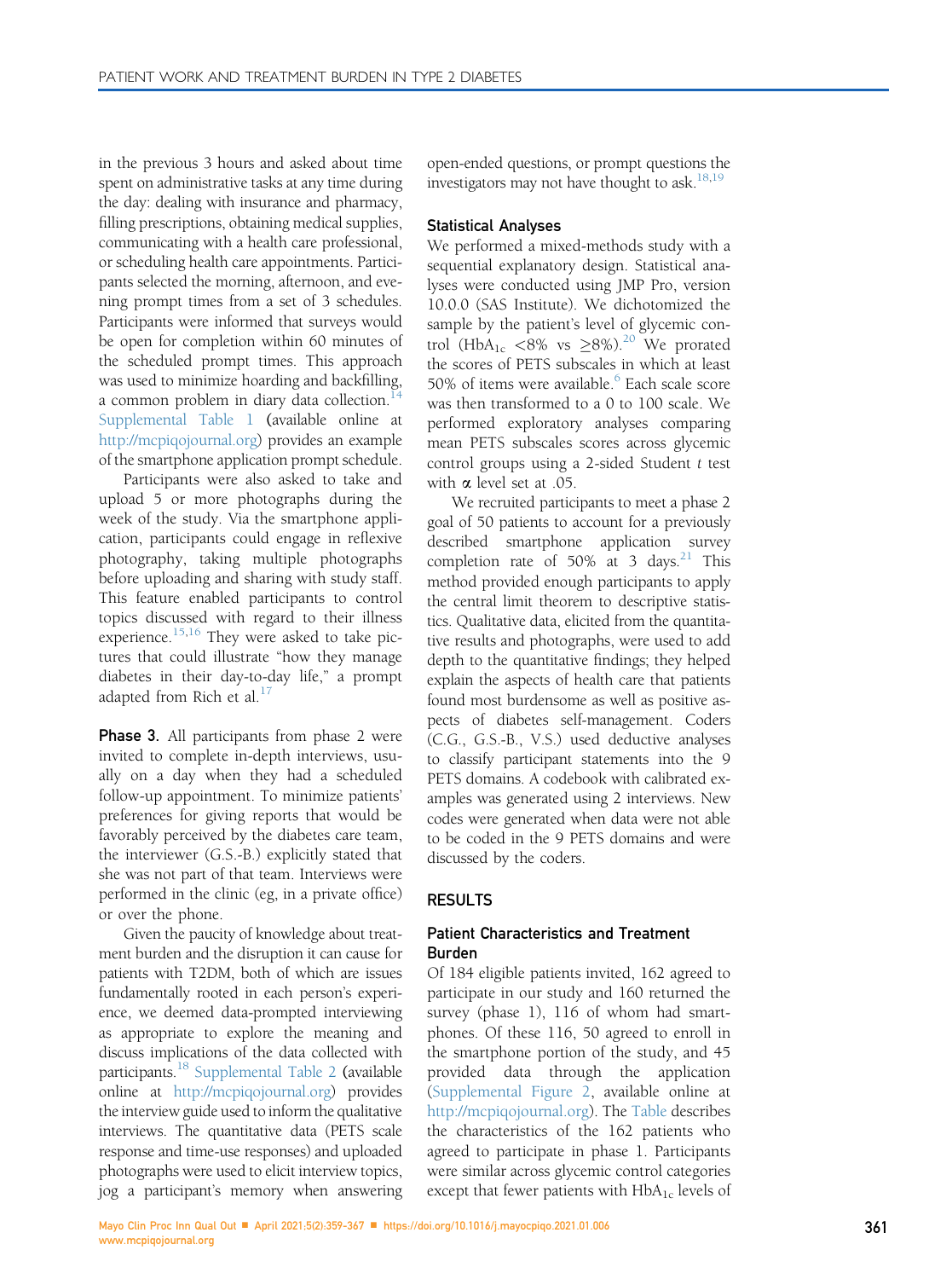in the previous 3 hours and asked about time spent on administrative tasks at any time during the day: dealing with insurance and pharmacy, filling prescriptions, obtaining medical supplies, communicating with a health care professional, or scheduling health care appointments. Participants selected the morning, afternoon, and evening prompt times from a set of 3 schedules. Participants were informed that surveys would be open for completion within 60 minutes of the scheduled prompt times. This approach was used to minimize hoarding and backfilling, a common problem in diary data collection.[14] Supplemental Table 1 (available online at http://mcpiqojournal.org) provides an example of the smartphone application prompt schedule.

Participants were also asked to take and upload 5 or more photographs during the week of the study. Via the smartphone application, participants could engage in reflexive photography, taking multiple photographs before uploading and sharing with study staff. This feature enabled participants to control topics discussed with regard to their illness experience.[15,16] They were asked to take pictures that could illustrate "how they manage diabetes in their day-to-day life," a prompt adapted from Rich et al.[17]

**Phase 3.** All participants from phase 2 were invited to complete in-depth interviews, usually on a day when they had a scheduled follow-up appointment. To minimize patients' preferences for giving reports that would be favorably perceived by the diabetes care team, the interviewer (G.S.-B.) explicitly stated that she was not part of that team. Interviews were performed in the clinic (eg, in a private office) or over the phone.

Given the paucity of knowledge about treatment burden and the disruption it can cause for patients with T2DM, both of which are issues fundamentally rooted in each person's experience, we deemed data-prompted interviewing as appropriate to explore the meaning and discuss implications of the data collected with participants.[18] Supplemental Table 2 (available online at http://mcpiqojournal.org) provides the interview guide used to inform the qualitative interviews. The quantitative data (PETS scale response and time-use responses) and uploaded photographs were used to elicit interview topics, jog a participant's memory when answering open-ended questions, or prompt questions the investigators may not have thought to ask.[18,19]

### Statistical Analyses

We performed a mixed-methods study with a sequential explanatory design. Statistical analyses were conducted using JMP Pro, version 10.0.0 (SAS Institute). We dichotomized the sample by the patient's level of glycemic control ($HbA_{1c}$ <8% vs ≥8%).[20] We prorated the scores of PETS subscales in which at least 50% of items were available.[6] Each scale score was then transformed to a 0 to 100 scale. We performed exploratory analyses comparing mean PETS subscales scores across glycemic control groups using a 2-sided Student *t* test with $\alpha$ level set at .05.

We recruited participants to meet a phase 2 goal of 50 patients to account for a previously described smartphone application survey completion rate of 50% at 3 days.[21] This method provided enough participants to apply the central limit theorem to descriptive statistics. Qualitative data, elicited from the quantitative results and photographs, were used to add depth to the quantitative findings; they helped explain the aspects of health care that patients found most burdensome as well as positive aspects of diabetes self-management. Coders (C.G., G.S.-B., V.S.) used deductive analyses to classify participant statements into the 9 PETS domains. A codebook with calibrated examples was generated using 2 interviews. New codes were generated when data were not able to be coded in the 9 PETS domains and were discussed by the coders.

## RESULTS

### Patient Characteristics and Treatment Burden

Of 184 eligible patients invited, 162 agreed to participate in our study and 160 returned the survey (phase 1), 116 of whom had smartphones. Of these 116, 50 agreed to enroll in the smartphone portion of the study, and 45 provided data through the application (Supplemental Figure 2, available online at http://mcpiqojournal.org). The Table describes the characteristics of the 162 patients who agreed to participate in phase 1. Participants were similar across glycemic control categories except that fewer patients with $HbA_{1c}$ levels of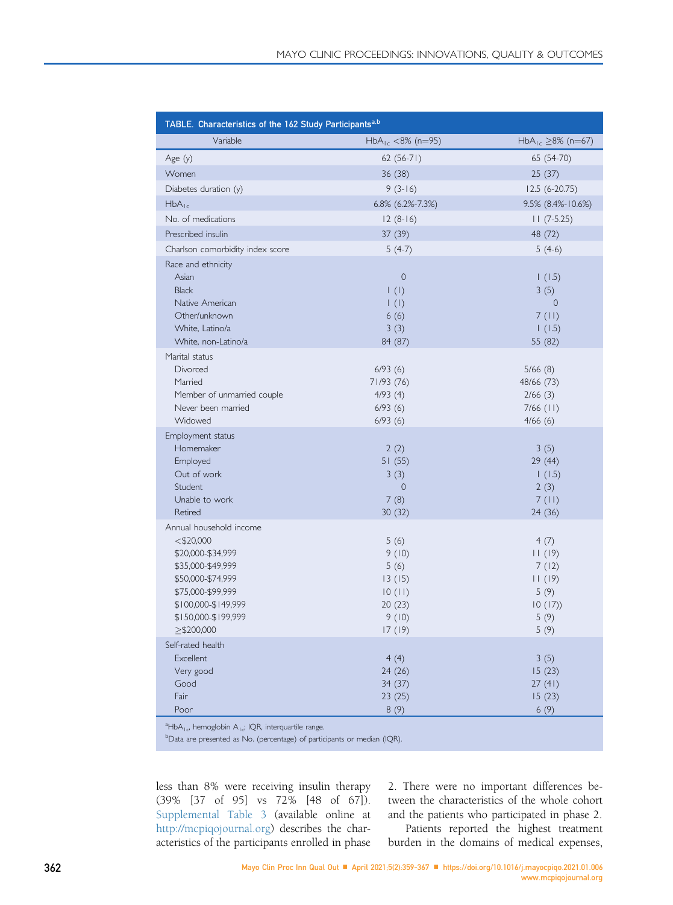**TABLE. Characteristics of the 162 Study Participants[a,b]**

| Variable | $HbA_{1c}$ <8% (n=95) | $HbA_{1c}$ ≥8% (n=67) |
|---|---|---|
| Age (y) | 62 (56-71) | 65 (54-70) |
| Women | 36 (38) | 25 (37) |
| Diabetes duration (y) | 9 (3-16) | 12.5 (6-20.75) |
| $HbA_{1c}$ | 6.8% (6.2%-7.3%) | 9.5% (8.4%-10.6%) |
| No. of medications | 12 (8-16) | 11 (7-5.25) |
| Prescribed insulin | 37 (39) | 48 (72) |
| Charlson comorbidity index score | 5 (4-7) | 5 (4-6) |
| Race and ethnicity | | |
| Asian | 0 | 1 (1.5) |
| Black | 1 (1) | 3 (5) |
| Native American | 1 (1) | 0 |
| Other/unknown | 6 (6) | 7 (11) |
| White, Latino/a | 3 (3) | 1 (1.5) |
| White, non-Latino/a | 84 (87) | 55 (82) |
| Marital status | | |
| Divorced | 6/93 (6) | 5/66 (8) |
| Married | 71/93 (76) | 48/66 (73) |
| Member of unmarried couple | 4/93 (4) | 2/66 (3) |
| Never been married | 6/93 (6) | 7/66 (11) |
| Widowed | 6/93 (6) | 4/66 (6) |
| Employment status | | |
| Homemaker | 2 (2) | 3 (5) |
| Employed | 51 (55) | 29 (44) |
| Out of work | 3 (3) | 1 (1.5) |
| Student | 0 | 2 (3) |
| Unable to work | 7 (8) | 7 (11) |
| Retired | 30 (32) | 24 (36) |
| Annual household income | | |
| <$20,000 | 5 (6) | 4 (7) |
| $20,000-$34,999 | 9 (10) | 11 (19) |
| $35,000-$49,999 | 5 (6) | 7 (12) |
| $50,000-$74,999 | 13 (15) | 11 (19) |
| $75,000-$99,999 | 10 (11) | 5 (9) |
| $100,000-$149,999 | 20 (23) | 10 (17)) |
| $150,000-$199,999 | 9 (10) | 5 (9) |
| ≥$200,000 | 17 (19) | 5 (9) |
| Self-rated health | | |
| Excellent | 4 (4) | 3 (5) |
| Very good | 24 (26) | 15 (23) |
| Good | 34 (37) | 27 (41) |
| Fair | 23 (25) | 15 (23) |
| Poor | 8 (9) | 6 (9) |

[a] $HbA_{1c}$, hemoglobin $A_{1c}$; IQR, interquartile range.
[b] Data are presented as No. (percentage) of participants or median (IQR).

less than 8% were receiving insulin therapy (39% [37 of 95] vs 72% [48 of 67]). Supplemental Table 3 (available online at http://mcpiqojournal.org) describes the characteristics of the participants enrolled in phase 2. There were no important differences between the characteristics of the whole cohort and the patients who participated in phase 2.

Patients reported the highest treatment burden in the domains of medical expenses,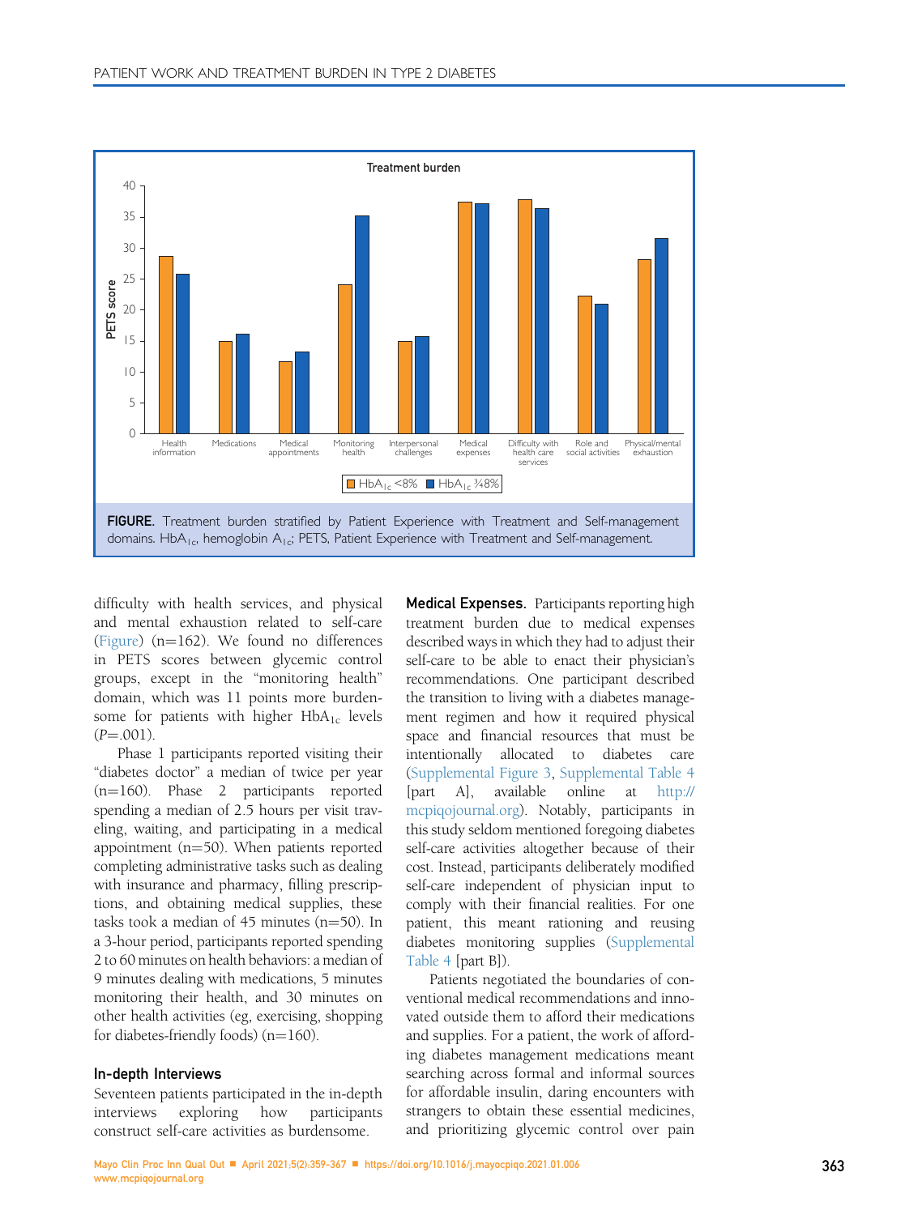**FIGURE.** Treatment burden stratified by Patient Experience with Treatment and Self-management domains. $HbA_{1c}$, hemoglobin $A_{1c}$; PETS, Patient Experience with Treatment and Self-management.

difficulty with health services, and physical and mental exhaustion related to self-care (Figure) (n=162). We found no differences in PETS scores between glycemic control groups, except in the "monitoring health" domain, which was 11 points more burdensome for patients with higher $HbA_{1c}$ levels ($P$=.001).

Phase 1 participants reported visiting their "diabetes doctor" a median of twice per year (n=160). Phase 2 participants reported spending a median of 2.5 hours per visit traveling, waiting, and participating in a medical appointment (n=50). When patients reported completing administrative tasks such as dealing with insurance and pharmacy, filling prescriptions, and obtaining medical supplies, these tasks took a median of 45 minutes (n=50). In a 3-hour period, participants reported spending 2 to 60 minutes on health behaviors: a median of 9 minutes dealing with medications, 5 minutes monitoring their health, and 30 minutes on other health activities (eg, exercising, shopping for diabetes-friendly foods) (n=160).

### In-depth Interviews

Seventeen patients participated in the in-depth interviews exploring how participants construct self-care activities as burdensome.

**Medical Expenses.** Participants reporting high treatment burden due to medical expenses described ways in which they had to adjust their self-care to be able to enact their physician's recommendations. One participant described the transition to living with a diabetes management regimen and how it required physical space and financial resources that must be intentionally allocated to diabetes care (Supplemental Figure 3, Supplemental Table 4 [part A], available online at http://mcpiqojournal.org). Notably, participants in this study seldom mentioned foregoing diabetes self-care activities altogether because of their cost. Instead, participants deliberately modified self-care independent of physician input to comply with their financial realities. For one patient, this meant rationing and reusing diabetes monitoring supplies (Supplemental Table 4 [part B]).

Patients negotiated the boundaries of conventional medical recommendations and innovated outside them to afford their medications and supplies. For a patient, the work of affording diabetes management medications meant searching across formal and informal sources for affordable insulin, daring encounters with strangers to obtain these essential medicines, and prioritizing glycemic control over pain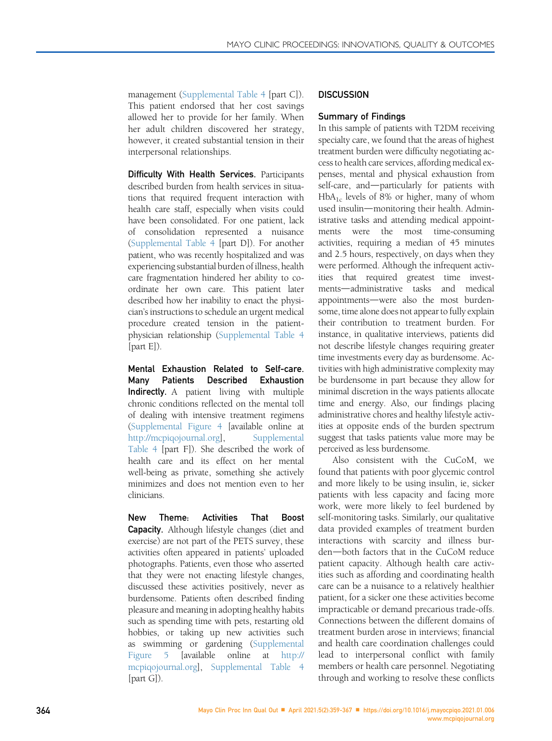management (Supplemental Table 4 [part C]). This patient endorsed that her cost savings allowed her to provide for her family. When her adult children discovered her strategy, however, it created substantial tension in their interpersonal relationships.

**Difficulty With Health Services.** Participants described burden from health services in situations that required frequent interaction with health care staff, especially when visits could have been consolidated. For one patient, lack of consolidation represented a nuisance (Supplemental Table 4 [part D]). For another patient, who was recently hospitalized and was experiencing substantial burden of illness, health care fragmentation hindered her ability to coordinate her own care. This patient later described how her inability to enact the physician's instructions to schedule an urgent medical procedure created tension in the patient-physician relationship (Supplemental Table 4 [part E]).

**Mental Exhaustion Related to Self-care. Many Patients Described Exhaustion Indirectly.** A patient living with multiple chronic conditions reflected on the mental toll of dealing with intensive treatment regimens (Supplemental Figure 4 [available online at http://mcpiqojournal.org], Supplemental Table 4 [part F]). She described the work of health care and its effect on her mental well-being as private, something she actively minimizes and does not mention even to her clinicians.

**New Theme: Activities That Boost Capacity.** Although lifestyle changes (diet and exercise) are not part of the PETS survey, these activities often appeared in patients' uploaded photographs. Patients, even those who asserted that they were not enacting lifestyle changes, discussed these activities positively, never as burdensome. Patients often described finding pleasure and meaning in adopting healthy habits such as spending time with pets, restarting old hobbies, or taking up new activities such as swimming or gardening (Supplemental Figure 5 [available online at http://mcpiqojournal.org], Supplemental Table 4 [part G]).

## DISCUSSION

### Summary of Findings

In this sample of patients with T2DM receiving specialty care, we found that the areas of highest treatment burden were difficulty negotiating access to health care services, affording medical expenses, mental and physical exhaustion from self-care, and—particularly for patients with $HbA_{1c}$ levels of 8% or higher, many of whom used insulin—monitoring their health. Administrative tasks and attending medical appointments were the most time-consuming activities, requiring a median of 45 minutes and 2.5 hours, respectively, on days when they were performed. Although the infrequent activities that required greatest time investments—administrative tasks and medical appointments—were also the most burdensome, time alone does not appear to fully explain their contribution to treatment burden. For instance, in qualitative interviews, patients did not describe lifestyle changes requiring greater time investments every day as burdensome. Activities with high administrative complexity may be burdensome in part because they allow for minimal discretion in the ways patients allocate time and energy. Also, our findings placing administrative chores and healthy lifestyle activities at opposite ends of the burden spectrum suggest that tasks patients value more may be perceived as less burdensome.

Also consistent with the CuCoM, we found that patients with poor glycemic control and more likely to be using insulin, ie, sicker patients with less capacity and facing more work, were more likely to feel burdened by self-monitoring tasks. Similarly, our qualitative data provided examples of treatment burden interactions with scarcity and illness burden—both factors that in the CuCoM reduce patient capacity. Although health care activities such as affording and coordinating health care can be a nuisance to a relatively healthier patient, for a sicker one these activities become impracticable or demand precarious trade-offs. Connections between the different domains of treatment burden arose in interviews; financial and health care coordination challenges could lead to interpersonal conflict with family members or health care personnel. Negotiating through and working to resolve these conflicts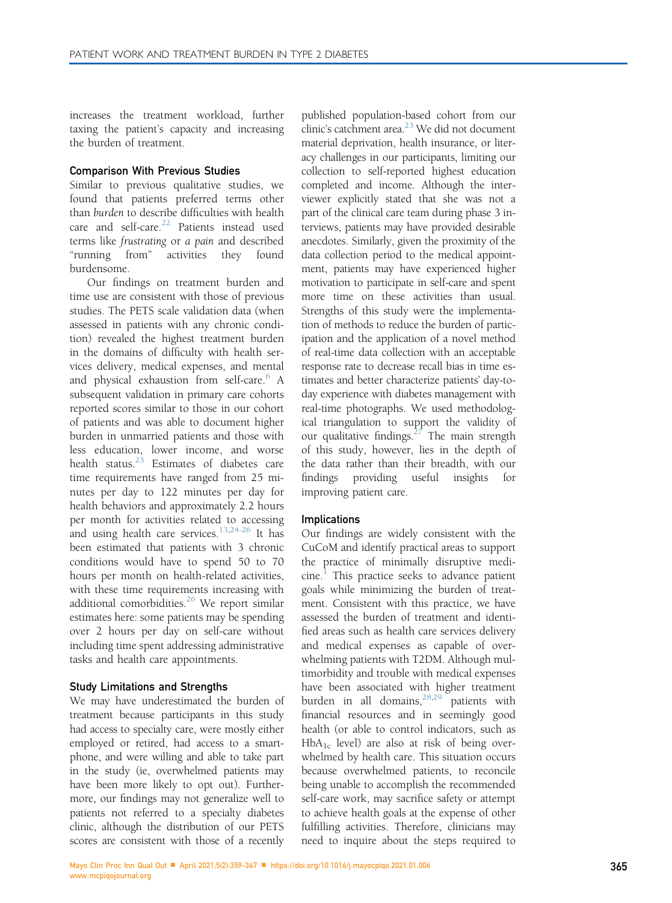increases the treatment workload, further taxing the patient's capacity and increasing the burden of treatment.

### Comparison With Previous Studies

Similar to previous qualitative studies, we found that patients preferred terms other than *burden* to describe difficulties with health care and self-care.[22] Patients instead used terms like *frustrating* or *a pain* and described "running from" activities they found burdensome.

Our findings on treatment burden and time use are consistent with those of previous studies. The PETS scale validation data (when assessed in patients with any chronic condition) revealed the highest treatment burden in the domains of difficulty with health services delivery, medical expenses, and mental and physical exhaustion from self-care.[6] A subsequent validation in primary care cohorts reported scores similar to those in our cohort of patients and was able to document higher burden in unmarried patients and those with less education, lower income, and worse health status.[23] Estimates of diabetes care time requirements have ranged from 25 minutes per day to 122 minutes per day for health behaviors and approximately 2.2 hours per month for activities related to accessing and using health care services.[13,24-26] It has been estimated that patients with 3 chronic conditions would have to spend 50 to 70 hours per month on health-related activities, with these time requirements increasing with additional comorbidities.[26] We report similar estimates here: some patients may be spending over 2 hours per day on self-care without including time spent addressing administrative tasks and health care appointments.

### Study Limitations and Strengths

We may have underestimated the burden of treatment because participants in this study had access to specialty care, were mostly either employed or retired, had access to a smartphone, and were willing and able to take part in the study (ie, overwhelmed patients may have been more likely to opt out). Furthermore, our findings may not generalize well to patients not referred to a specialty diabetes clinic, although the distribution of our PETS scores are consistent with those of a recently published population-based cohort from our clinic's catchment area.[23] We did not document material deprivation, health insurance, or literacy challenges in our participants, limiting our collection to self-reported highest education completed and income. Although the interviewer explicitly stated that she was not a part of the clinical care team during phase 3 interviews, patients may have provided desirable anecdotes. Similarly, given the proximity of the data collection period to the medical appointment, patients may have experienced higher motivation to participate in self-care and spent more time on these activities than usual. Strengths of this study were the implementation of methods to reduce the burden of participation and the application of a novel method of real-time data collection with an acceptable response rate to decrease recall bias in time estimates and better characterize patients' day-to-day experience with diabetes management with real-time photographs. We used methodological triangulation to support the validity of our qualitative findings.[27] The main strength of this study, however, lies in the depth of the data rather than their breadth, with our findings providing useful insights for improving patient care.

### Implications

Our findings are widely consistent with the CuCoM and identify practical areas to support the practice of minimally disruptive medicine.[1] This practice seeks to advance patient goals while minimizing the burden of treatment. Consistent with this practice, we have assessed the burden of treatment and identified areas such as health care services delivery and medical expenses as capable of overwhelming patients with T2DM. Although multimorbidity and trouble with medical expenses have been associated with higher treatment burden in all domains,[28,29] patients with financial resources and in seemingly good health (or able to control indicators, such as $HbA_{1c}$ level) are also at risk of being overwhelmed by health care. This situation occurs because overwhelmed patients, to reconcile being unable to accomplish the recommended self-care work, may sacrifice safety or attempt to achieve health goals at the expense of other fulfilling activities. Therefore, clinicians may need to inquire about the steps required to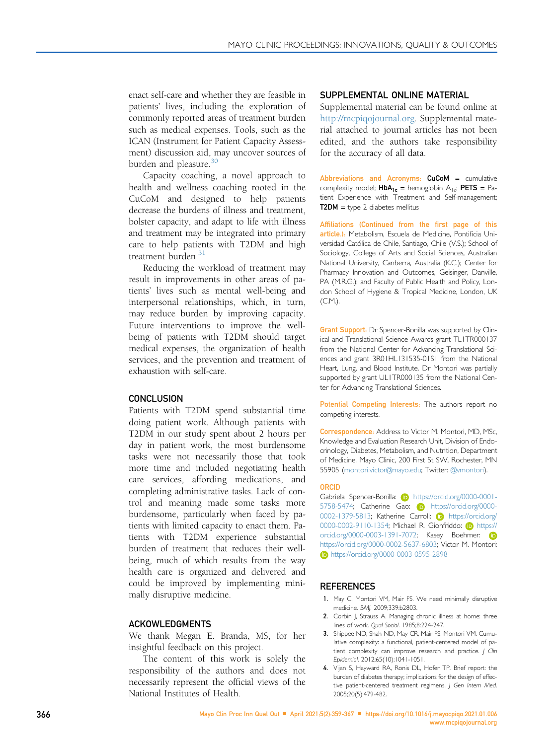enact self-care and whether they are feasible in patients' lives, including the exploration of commonly reported areas of treatment burden such as medical expenses. Tools, such as the ICAN (Instrument for Patient Capacity Assessment) discussion aid, may uncover sources of burden and pleasure.[30]

Capacity coaching, a novel approach to health and wellness coaching rooted in the CuCoM and designed to help patients decrease the burdens of illness and treatment, bolster capacity, and adapt to life with illness and treatment may be integrated into primary care to help patients with T2DM and high treatment burden.[31]

Reducing the workload of treatment may result in improvements in other areas of patients' lives such as mental well-being and interpersonal relationships, which, in turn, may reduce burden by improving capacity. Future interventions to improve the well-being of patients with T2DM should target medical expenses, the organization of health services, and the prevention and treatment of exhaustion with self-care.

## CONCLUSION

Patients with T2DM spend substantial time doing patient work. Although patients with T2DM in our study spent about 2 hours per day in patient work, the most burdensome tasks were not necessarily those that took more time and included negotiating health care services, affording medications, and completing administrative tasks. Lack of control and meaning made some tasks more burdensome, particularly when faced by patients with limited capacity to enact them. Patients with T2DM experience substantial burden of treatment that reduces their well-being, much of which results from the way health care is organized and delivered and could be improved by implementing minimally disruptive medicine.

## ACKOWLEDGMENTS

We thank Megan E. Branda, MS, for her insightful feedback on this project.

The content of this work is solely the responsibility of the authors and does not necessarily represent the official views of the National Institutes of Health.

## SUPPLEMENTAL ONLINE MATERIAL

Supplemental material can be found online at http://mcpiqojournal.org. Supplemental material attached to journal articles has not been edited, and the authors take responsibility for the accuracy of all data.

**Abbreviations and Acronyms:** **CuCoM** = cumulative complexity model; **$HbA_{1c}$** = hemoglobin $A_{1c}$; **PETS** = Patient Experience with Treatment and Self-management; **T2DM** = type 2 diabetes mellitus

**Affiliations (Continued from the first page of this article.):** Metabolism, Escuela de Medicine, Pontificia Universidad Católica de Chile, Santiago, Chile (V.S.); School of Sociology, College of Arts and Social Sciences, Australian National University, Canberra, Australia (K.C.); Center for Pharmacy Innovation and Outcomes, Geisinger, Danville, PA (M.R.G.); and Faculty of Public Health and Policy, London School of Hygiene & Tropical Medicine, London, UK (C.M.).

**Grant Support:** Dr Spencer-Bonilla was supported by Clinical and Translational Science Awards grant TL1TR000137 from the National Center for Advancing Translational Sciences and grant 3R01HL131535-01S1 from the National Heart, Lung, and Blood Institute. Dr Montori was partially supported by grant UL1TR000135 from the National Center for Advancing Translational Sciences.

**Potential Competing Interests:** The authors report no competing interests.

**Correspondence:** Address to Victor M. Montori, MD, MSc, Knowledge and Evaluation Research Unit, Division of Endocrinology, Diabetes, Metabolism, and Nutrition, Department of Medicine, Mayo Clinic, 200 First St SW, Rochester, MN 55905 (montori.victor@mayo.edu; Twitter: @vmontori).

**ORCID**

Gabriela Spencer-Bonilla: https://orcid.org/0000-0001-5758-5474; Catherine Gao: https://orcid.org/0000-0002-1379-5813; Katherine Carroll: https://orcid.org/0000-0002-9110-1354; Michael R. Gionfriddo: https://orcid.org/0000-0003-1391-7072; Kasey Boehmer: https://orcid.org/0000-0002-5637-6803; Victor M. Montori: https://orcid.org/0000-0003-0595-2898

## REFERENCES

1. May C, Montori VM, Mair FS. We need minimally disruptive medicine. *BMJ*. 2009;339:b2803.
2. Corbin J, Strauss A. Managing chronic illness at home: three lines of work. *Qual Sociol*. 1985;8:224-247.
3. Shippee ND, Shah ND, May CR, Mair FS, Montori VM. Cumulative complexity: a functional, patient-centered model of patient complexity can improve research and practice. *J Clin Epidemiol*. 2012;65(10):1041-1051.
4. Vijan S, Hayward RA, Ronis DL, Hofer TP. Brief report: the burden of diabetes therapy; implications for the design of effective patient-centered treatment regimens. *J Gen Intern Med*. 2005;20(5):479-482.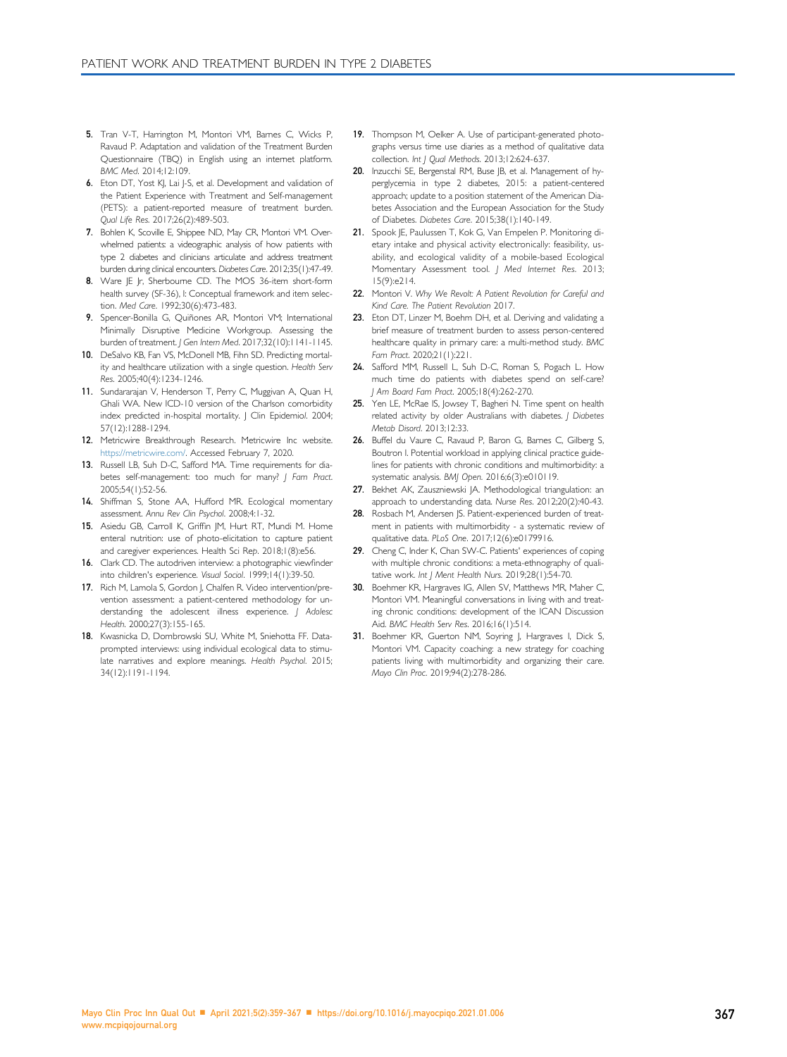5. Tran V-T, Harrington M, Montori VM, Barnes C, Wicks P, Ravaud P. Adaptation and validation of the Treatment Burden Questionnaire (TBQ) in English using an internet platform. *BMC Med*. 2014;12:109.
6. Eton DT, Yost KJ, Lai J-S, et al. Development and validation of the Patient Experience with Treatment and Self-management (PETS): a patient-reported measure of treatment burden. *Qual Life Res*. 2017;26(2):489-503.
7. Bohlen K, Scoville E, Shippee ND, May CR, Montori VM. Overwhelmed patients: a videographic analysis of how patients with type 2 diabetes and clinicians articulate and address treatment burden during clinical encounters. *Diabetes Care*. 2012;35(1):47-49.
8. Ware JE Jr, Sherbourne CD. The MOS 36-item short-form health survey (SF-36). I: Conceptual framework and item selection. *Med Care*. 1992;30(6):473-483.
9. Spencer-Bonilla G, Quiñones AR, Montori VM; International Minimally Disruptive Medicine Workgroup. Assessing the burden of treatment. *J Gen Intern Med*. 2017;32(10):1141-1145.
10. DeSalvo KB, Fan VS, McDonell MB, Fihn SD. Predicting mortality and healthcare utilization with a single question. *Health Serv Res*. 2005;40(4):1234-1246.
11. Sundararajan V, Henderson T, Perry C, Muggivan A, Quan H, Ghali WA. New ICD-10 version of the Charlson comorbidity index predicted in-hospital mortality. J Clin Epidemiol. 2004;57(12):1288-1294.
12. Metricwire Breakthrough Research. Metricwire Inc website. https://metricwire.com/. Accessed February 7, 2020.
13. Russell LB, Suh D-C, Safford MA. Time requirements for diabetes self-management: too much for many? *J Fam Pract*. 2005;54(1):52-56.
14. Shiffman S, Stone AA, Hufford MR. Ecological momentary assessment. *Annu Rev Clin Psychol*. 2008;4:1-32.
15. Asiedu GB, Carroll K, Griffin JM, Hurt RT, Mundi M. Home enteral nutrition: use of photo-elicitation to capture patient and caregiver experiences. Health Sci Rep. 2018;1(8):e56.
16. Clark CD. The autodriven interview: a photographic viewfinder into children's experience. *Visual Sociol*. 1999;14(1):39-50.
17. Rich M, Lamola S, Gordon J, Chalfen R. Video intervention/prevention assessment: a patient-centered methodology for understanding the adolescent illness experience. *J Adolesc Health*. 2000;27(3):155-165.
18. Kwasnicka D, Dombrowski SU, White M, Sniehotta FF. Data-prompted interviews: using individual ecological data to stimulate narratives and explore meanings. *Health Psychol*. 2015;34(12):1191-1194.
19. Thompson M, Oelker A. Use of participant-generated photographs versus time use diaries as a method of qualitative data collection. *Int J Qual Methods*. 2013;12:624-637.
20. Inzucchi SE, Bergenstal RM, Buse JB, et al. Management of hyperglycemia in type 2 diabetes, 2015: a patient-centered approach; update to a position statement of the American Diabetes Association and the European Association for the Study of Diabetes. *Diabetes Care*. 2015;38(1):140-149.
21. Spook JE, Paulussen T, Kok G, Van Empelen P. Monitoring dietary intake and physical activity electronically: feasibility, usability, and ecological validity of a mobile-based Ecological Momentary Assessment tool. *J Med Internet Res*. 2013;15(9):e214.
22. Montori V. *Why We Revolt: A Patient Revolution for Careful and Kind Care. The Patient Revolution* 2017.
23. Eton DT, Linzer M, Boehm DH, et al. Deriving and validating a brief measure of treatment burden to assess person-centered healthcare quality in primary care: a multi-method study. *BMC Fam Pract*. 2020;21(1):221.
24. Safford MM, Russell L, Suh D-C, Roman S, Pogach L. How much time do patients with diabetes spend on self-care? *J Am Board Fam Pract*. 2005;18(4):262-270.
25. Yen LE, McRae IS, Jowsey T, Bagheri N. Time spent on health related activity by older Australians with diabetes. *J Diabetes Metab Disord*. 2013;12:33.
26. Buffel du Vaure C, Ravaud P, Baron G, Barnes C, Gilberg S, Boutron I. Potential workload in applying clinical practice guidelines for patients with chronic conditions and multimorbidity: a systematic analysis. *BMJ Open*. 2016;6(3):e010119.
27. Bekhet AK, Zauszniewski JA. Methodological triangulation: an approach to understanding data. *Nurse Res*. 2012;20(2):40-43.
28. Rosbach M, Andersen JS. Patient-experienced burden of treatment in patients with multimorbidity - a systematic review of qualitative data. *PLoS One*. 2017;12(6):e0179916.
29. Cheng C, Inder K, Chan SW-C. Patients' experiences of coping with multiple chronic conditions: a meta-ethnography of qualitative work. *Int J Ment Health Nurs*. 2019;28(1):54-70.
30. Boehmer KR, Hargraves IG, Allen SV, Matthews MR, Maher C, Montori VM. Meaningful conversations in living with and treating chronic conditions: development of the ICAN Discussion Aid. *BMC Health Serv Res*. 2016;16(1):514.
31. Boehmer KR, Guerton NM, Soyring J, Hargraves I, Dick S, Montori VM. Capacity coaching: a new strategy for coaching patients living with multimorbidity and organizing their care. *Mayo Clin Proc*. 2019;94(2):278-286.